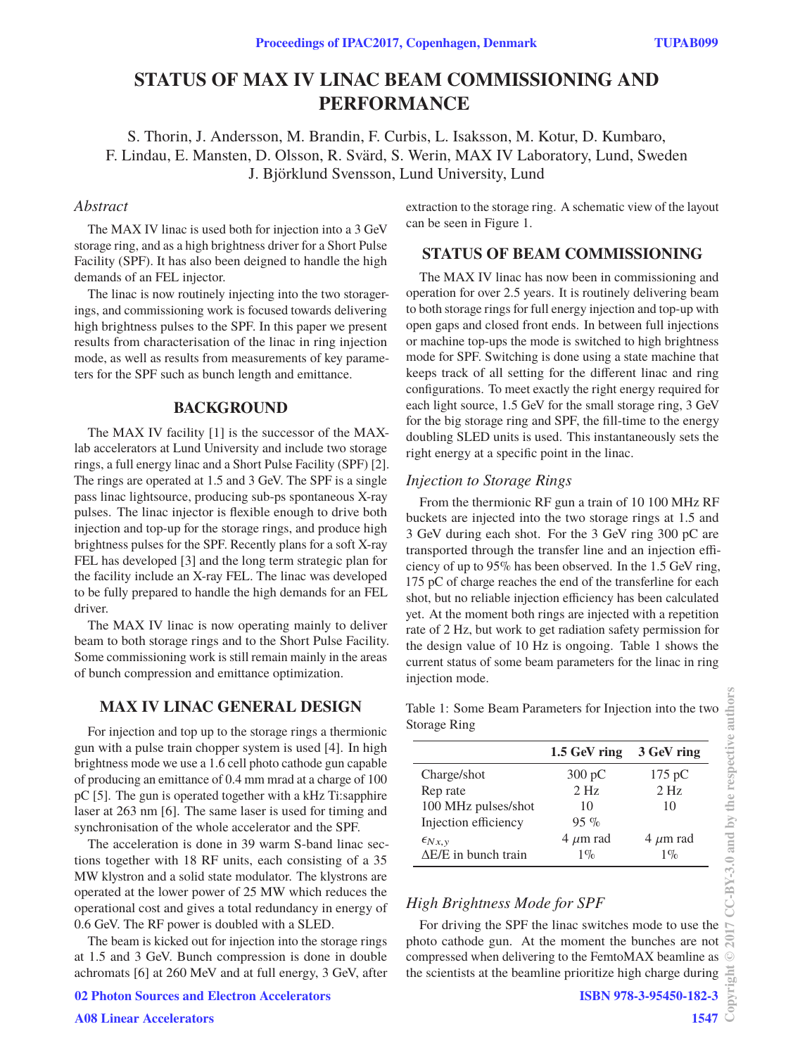# STATUS OF MAX IV LINAC BEAM COMMISSIONING AND PERFORMANCE

S. Thorin, J. Andersson, M. Brandin, F. Curbis, L. Isaksson, M. Kotur, D. Kumbaro, F. Lindau, E. Mansten, D. Olsson, R. Svärd, S. Werin, MAX IV Laboratory, Lund, Sweden
J. Björklund Svensson, Lund University, Lund

## *Abstract*

The MAX IV linac is used both for injection into a 3 GeV storage ring, and as a high brightness driver for a Short Pulse Facility (SPF). It has also been deigned to handle the high demands of an FEL injector.

The linac is now routinely injecting into the two storagerings, and commissioning work is focused towards delivering high brightness pulses to the SPF. In this paper we present results from characterisation of the linac in ring injection mode, as well as results from measurements of key parameters for the SPF such as bunch length and emittance.

## BACKGROUND

The MAX IV facility [1] is the successor of the MAX-lab accelerators at Lund University and include two storage rings, a full energy linac and a Short Pulse Facility (SPF) [2]. The rings are operated at 1.5 and 3 GeV. The SPF is a single pass linac lightsource, producing sub-ps spontaneous X-ray pulses. The linac injector is flexible enough to drive both injection and top-up for the storage rings, and produce high brightness pulses for the SPF. Recently plans for a soft X-ray FEL has developed [3] and the long term strategic plan for the facility include an X-ray FEL. The linac was developed to be fully prepared to handle the high demands for an FEL driver.

The MAX IV linac is now operating mainly to deliver beam to both storage rings and to the Short Pulse Facility. Some commissioning work is still remain mainly in the areas of bunch compression and emittance optimization.

## MAX IV LINAC GENERAL DESIGN

For injection and top up to the storage rings a thermionic gun with a pulse train chopper system is used [4]. In high brightness mode we use a 1.6 cell photo cathode gun capable of producing an emittance of 0.4 mm mrad at a charge of 100 pC [5]. The gun is operated together with a kHz Ti:sapphire laser at 263 nm [6]. The same laser is used for timing and synchronisation of the whole accelerator and the SPF.

The acceleration is done in 39 warm S-band linac sections together with 18 RF units, each consisting of a 35 MW klystron and a solid state modulator. The klystrons are operated at the lower power of 25 MW which reduces the operational cost and gives a total redundancy in energy of 0.6 GeV. The RF power is doubled with a SLED.

The beam is kicked out for injection into the storage rings at 1.5 and 3 GeV. Bunch compression is done in double achromats [6] at 260 MeV and at full energy, 3 GeV, after extraction to the storage ring. A schematic view of the layout can be seen in Figure 1.

## STATUS OF BEAM COMMISSIONING

The MAX IV linac has now been in commissioning and operation for over 2.5 years. It is routinely delivering beam to both storage rings for full energy injection and top-up with open gaps and closed front ends. In between full injections or machine top-ups the mode is switched to high brightness mode for SPF. Switching is done using a state machine that keeps track of all setting for the different linac and ring configurations. To meet exactly the right energy required for each light source, 1.5 GeV for the small storage ring, 3 GeV for the big storage ring and SPF, the fill-time to the energy doubling SLED units is used. This instantaneously sets the right energy at a specific point in the linac.

### *Injection to Storage Rings*

From the thermionic RF gun a train of 10 100 MHz RF buckets are injected into the two storage rings at 1.5 and 3 GeV during each shot. For the 3 GeV ring 300 pC are transported through the transfer line and an injection efficiency of up to 95% has been observed. In the 1.5 GeV ring, 175 pC of charge reaches the end of the transferline for each shot, but no reliable injection efficiency has been calculated yet. At the moment both rings are injected with a repetition rate of 2 Hz, but work to get radiation safety permission for the design value of 10 Hz is ongoing. Table 1 shows the current status of some beam parameters for the linac in ring injection mode.

Table 1: Some Beam Parameters for Injection into the two Storage Ring

| | 1.5 GeV ring | 3 GeV ring |
|---|---|---|
| Charge/shot | 300 pC | 175 pC |
| Rep rate | 2 Hz | 2 Hz |
| 100 MHz pulses/shot | 10 | 10 |
| Injection efficiency | 95 % | |
| $\epsilon_{Nx,y}$ | 4 $\mu$m rad | 4 $\mu$m rad |
| ΔE/E in bunch train | 1% | 1% |

### *High Brightness Mode for SPF*

For driving the SPF the linac switches mode to use the photo cathode gun. At the moment the bunches are not compressed when delivering to the FemtoMAX beamline as the scientists at the beamline prioritize high charge during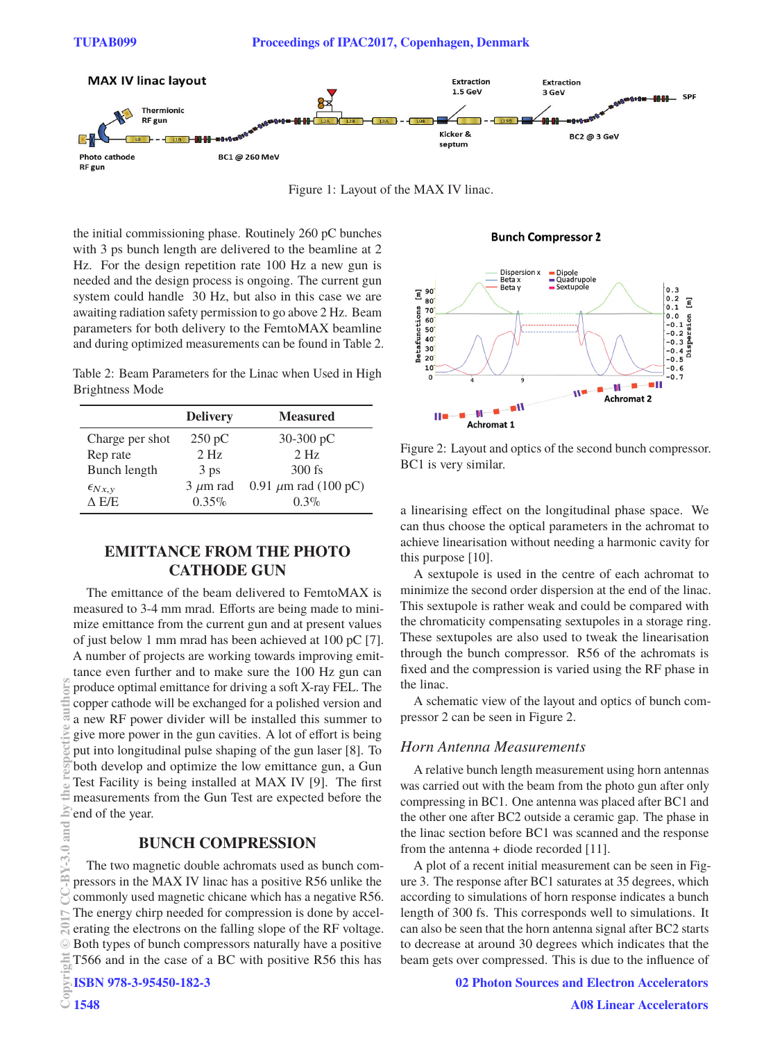Figure 1: Layout of the MAX IV linac.

the initial commissioning phase. Routinely 260 pC bunches with 3 ps bunch length are delivered to the beamline at 2 Hz. For the design repetition rate 100 Hz a new gun is needed and the design process is ongoing. The current gun system could handle 30 Hz, but also in this case we are awaiting radiation safety permission to go above 2 Hz. Beam parameters for both delivery to the FemtoMAX beamline and during optimized measurements can be found in Table 2.

Table 2: Beam Parameters for the Linac when Used in High Brightness Mode

| | Delivery | Measured |
|---|---|---|
| Charge per shot | 250 pC | 30-300 pC |
| Rep rate | 2 Hz | 2 Hz |
| Bunch length | 3 ps | 300 fs |
| $\epsilon_{Nx,y}$ | 3 $\mu$m rad | 0.91 $\mu$m rad (100 pC) |
| $\Delta$ E/E | 0.35% | 0.3% |

## EMITTANCE FROM THE PHOTO CATHODE GUN

The emittance of the beam delivered to FemtoMAX is measured to 3-4 mm mrad. Efforts are being made to minimize emittance from the current gun and at present values of just below 1 mm mrad has been achieved at 100 pC [7]. A number of projects are working towards improving emittance even further and to make sure the 100 Hz gun can produce optimal emittance for driving a soft X-ray FEL. The copper cathode will be exchanged for a polished version and a new RF power divider will be installed this summer to give more power in the gun cavities. A lot of effort is being put into longitudinal pulse shaping of the gun laser [8]. To both develop and optimize the low emittance gun, a Gun Test Facility is being installed at MAX IV [9]. The first measurements from the Gun Test are expected before the end of the year.

## BUNCH COMPRESSION

The two magnetic double achromats used as bunch compressors in the MAX IV linac has a positive R56 unlike the commonly used magnetic chicane which has a negative R56. The energy chirp needed for compression is done by accelerating the electrons on the falling slope of the RF voltage. Both types of bunch compressors naturally have a positive T566 and in the case of a BC with positive R56 this has a linearising effect on the longitudinal phase space. We can thus choose the optical parameters in the achromat to achieve linearisation without needing a harmonic cavity for this purpose [10].

A sextupole is used in the centre of each achromat to minimize the second order dispersion at the end of the linac. This sextupole is rather weak and could be compared with the chromaticity compensating sextupoles in a storage ring. These sextupoles are also used to tweak the linearisation through the bunch compressor. R56 of the achromats is fixed and the compression is varied using the RF phase in the linac.

A schematic view of the layout and optics of bunch compressor 2 can be seen in Figure 2.

Figure 2: Layout and optics of the second bunch compressor. BC1 is very similar.

### *Horn Antenna Measurements*

A relative bunch length measurement using horn antennas was carried out with the beam from the photo gun after only compressing in BC1. One antenna was placed after BC1 and the other one after BC2 outside a ceramic gap. The phase in the linac section before BC1 was scanned and the response from the antenna + diode recorded [11].

A plot of a recent initial measurement can be seen in Figure 3. The response after BC1 saturates at 35 degrees, which according to simulations of horn response indicates a bunch length of 300 fs. This corresponds well to simulations. It can also be seen that the horn antenna signal after BC2 starts to decrease at around 30 degrees which indicates that the beam gets over compressed. This is due to the influence of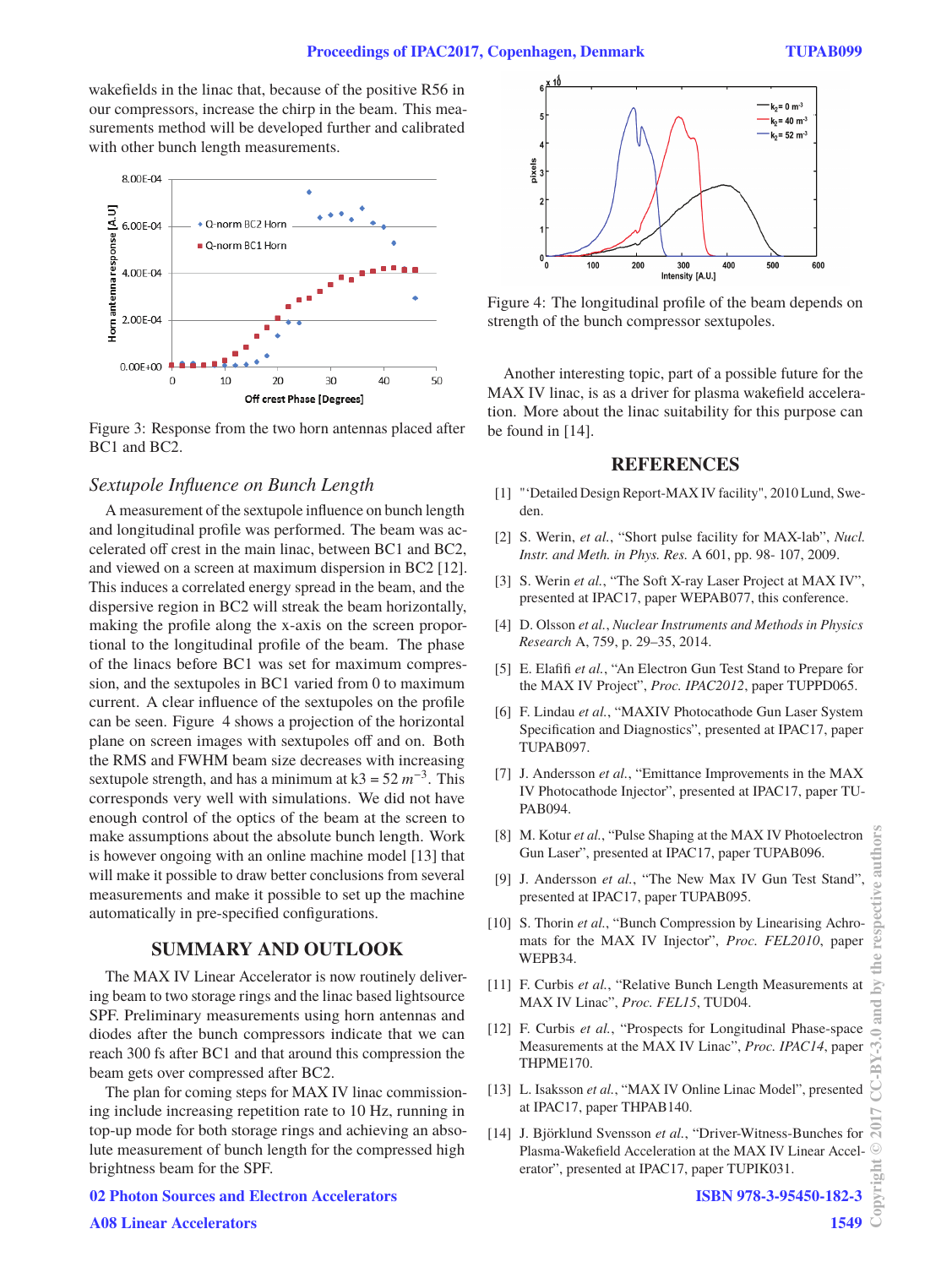wakefields in the linac that, because of the positive R56 in our compressors, increase the chirp in the beam. This measurements method will be developed further and calibrated with other bunch length measurements.

8.00E-04
6.00E-04
4.00E-04
2.00E-04
0.00E+00
0 10 20 30 40 50
Horn antenna response [A.U]
Off crest Phase [Degrees]
Q-norm BC2 Horn
Q-norm BC1 Horn

Figure 3: Response from the two horn antennas placed after BC1 and BC2.

### *Sextupole Influence on Bunch Length*

A measurement of the sextupole influence on bunch length and longitudinal profile was performed. The beam was accelerated off crest in the main linac, between BC1 and BC2, and viewed on a screen at maximum dispersion in BC2 [12]. This induces a correlated energy spread in the beam, and the dispersive region in BC2 will streak the beam horizontally, making the profile along the x-axis on the screen proportional to the longitudinal profile of the beam. The phase of the linacs before BC1 was set for maximum compression, and the sextupoles in BC1 varied from 0 to maximum current. A clear influence of the sextupoles on the profile can be seen. Figure 4 shows a projection of the horizontal plane on screen images with sextupoles off and on. Both the RMS and FWHM beam size decreases with increasing sextupole strength, and has a minimum at k3 = 52 $m^{-3}$. This corresponds very well with simulations. We did not have enough control of the optics of the beam at the screen to make assumptions about the absolute bunch length. Work is however ongoing with an online machine model [13] that will make it possible to draw better conclusions from several measurements and make it possible to set up the machine automatically in pre-specified configurations.

## SUMMARY AND OUTLOOK

The MAX IV Linear Accelerator is now routinely delivering beam to two storage rings and the linac based lightsource SPF. Preliminary measurements using horn antennas and diodes after the bunch compressors indicate that we can reach 300 fs after BC1 and that around this compression the beam gets over compressed after BC2.

The plan for coming steps for MAX IV linac commissioning include increasing repetition rate to 10 Hz, running in top-up mode for both storage rings and achieving an absolute measurement of bunch length for the compressed high brightness beam for the SPF.

x 10^4
6
5
4
3
2
1
0
0 100 200 300 400 500 600
pixels
Intensity [A.U.]
$k_2$ = 0 $m^{-3}$
$k_2$ = 40 $m^{-3}$
$k_2$ = 52 $m^{-3}$

Figure 4: The longitudinal profile of the beam depends on strength of the bunch compressor sextupoles.

Another interesting topic, part of a possible future for the MAX IV linac, is as a driver for plasma wakefield acceleration. More about the linac suitability for this purpose can be found in [14].

## REFERENCES

[1] "'Detailed Design Report-MAX IV facility", 2010 Lund, Sweden.

[2] S. Werin, *et al.*, "Short pulse facility for MAX-lab", *Nucl. Instr. and Meth. in Phys. Res.* A 601, pp. 98- 107, 2009.

[3] S. Werin *et al.*, "The Soft X-ray Laser Project at MAX IV", presented at IPAC17, paper WEPAB077, this conference.

[4] D. Olsson *et al.*, *Nuclear Instruments and Methods in Physics Research* A, 759, p. 29–35, 2014.

[5] E. Elafifi *et al.*, "An Electron Gun Test Stand to Prepare for the MAX IV Project", *Proc. IPAC2012*, paper TUPPD065.

[6] F. Lindau *et al.*, "MAXIV Photocathode Gun Laser System Specification and Diagnostics", presented at IPAC17, paper TUPAB097.

[7] J. Andersson *et al.*, "Emittance Improvements in the MAX IV Photocathode Injector", presented at IPAC17, paper TUPAB094.

[8] M. Kotur *et al.*, "Pulse Shaping at the MAX IV Photoelectron Gun Laser", presented at IPAC17, paper TUPAB096.

[9] J. Andersson *et al.*, "The New Max IV Gun Test Stand", presented at IPAC17, paper TUPAB095.

[10] S. Thorin *et al.*, "Bunch Compression by Linearising Achromats for the MAX IV Injector", *Proc. FEL2010*, paper WEPB34.

[11] F. Curbis *et al.*, "Relative Bunch Length Measurements at MAX IV Linac", *Proc. FEL15*, TUD04.

[12] F. Curbis *et al.*, "Prospects for Longitudinal Phase-space Measurements at the MAX IV Linac", *Proc. IPAC14*, paper THPME170.

[13] L. Isaksson *et al.*, "MAX IV Online Linac Model", presented at IPAC17, paper THPAB140.

[14] J. Björklund Svensson *et al.*, "Driver-Witness-Bunches for Plasma-Wakefield Acceleration at the MAX IV Linear Accelerator", presented at IPAC17, paper TUPIK031.